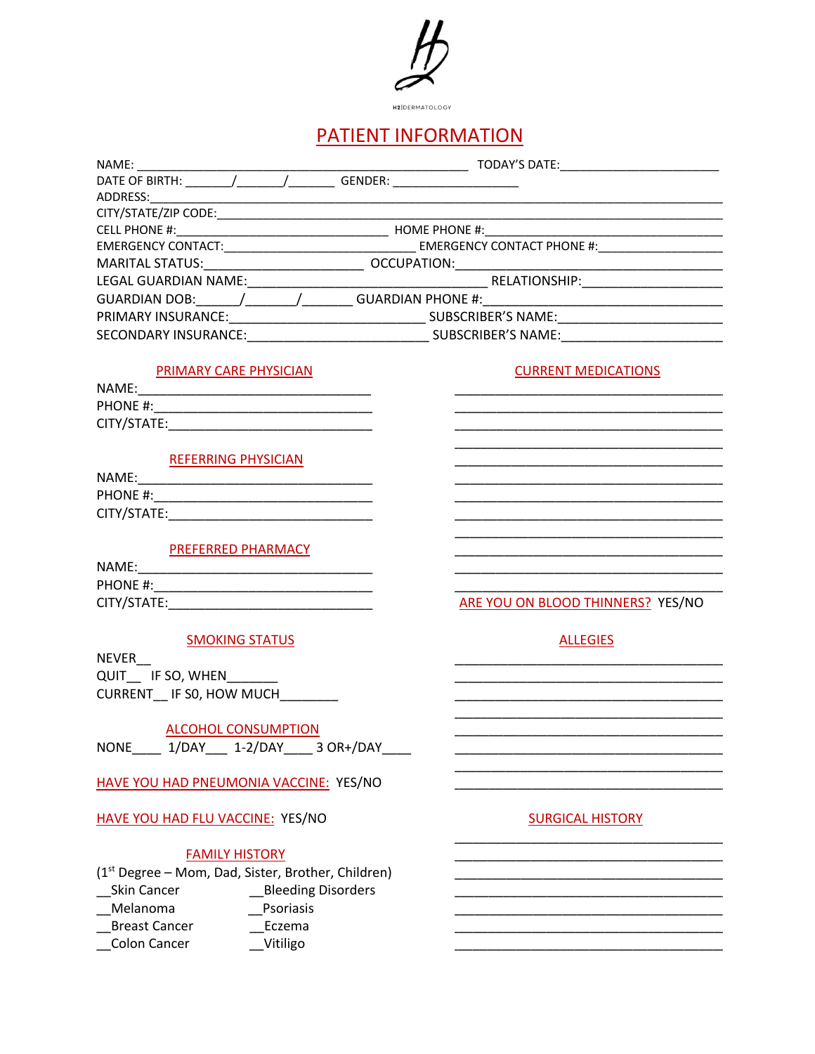H2|DERMATOLOGY

# PATIENT INFORMATION

NAME: ______________________________________________ TODAY'S DATE:______________________

DATE OF BIRTH: ______/______/______ GENDER: __________________

ADDRESS:_______________________________________________________________________________

CITY/STATE/ZIP CODE:____________________________________________________________________

CELL PHONE #:______________________________ HOME PHONE #:________________________________

EMERGENCY CONTACT:___________________________ EMERGENCY CONTACT PHONE #:_________________

MARITAL STATUS:______________________ OCCUPATION:_____________________________________

LEGAL GUARDIAN NAME:__________________________________ RELATIONSHIP:____________________

GUARDIAN DOB:______/_______/_______ GUARDIAN PHONE #:______________________________

PRIMARY INSURANCE:__________________________ SUBSCRIBER'S NAME:______________________

SECONDARY INSURANCE:_________________________ SUBSCRIBER'S NAME:______________________

## PRIMARY CARE PHYSICIAN

NAME:________________________________

PHONE #:______________________________

CITY/STATE:___________________________

## REFERRING PHYSICIAN

NAME:________________________________

PHONE #:______________________________

CITY/STATE:___________________________

## PREFERRED PHARMACY

NAME:________________________________

PHONE #:______________________________

CITY/STATE:___________________________

## SMOKING STATUS

NEVER__

QUIT__ IF SO, WHEN_______

CURRENT__ IF S0, HOW MUCH________

## ALCOHOL CONSUMPTION

NONE____ 1/DAY___ 1-2/DAY____ 3 OR+/DAY____

**HAVE YOU HAD PNEUMONIA VACCINE:** YES/NO

**HAVE YOU HAD FLU VACCINE:** YES/NO

## FAMILY HISTORY

(1st Degree – Mom, Dad, Sister, Brother, Children)

__Skin Cancer __Bleeding Disorders

__Melanoma __Psoriasis

__Breast Cancer __Eczema

__Colon Cancer __Vitiligo

## CURRENT MEDICATIONS

____________________________________

____________________________________

____________________________________

____________________________________

____________________________________

____________________________________

____________________________________

____________________________________

____________________________________

____________________________________

____________________________________

____________________________________

**ARE YOU ON BLOOD THINNERS?** YES/NO

## ALLEGIES

____________________________________

____________________________________

____________________________________

____________________________________

____________________________________

____________________________________

____________________________________

____________________________________

## SURGICAL HISTORY

____________________________________

____________________________________

____________________________________

____________________________________

____________________________________

____________________________________

____________________________________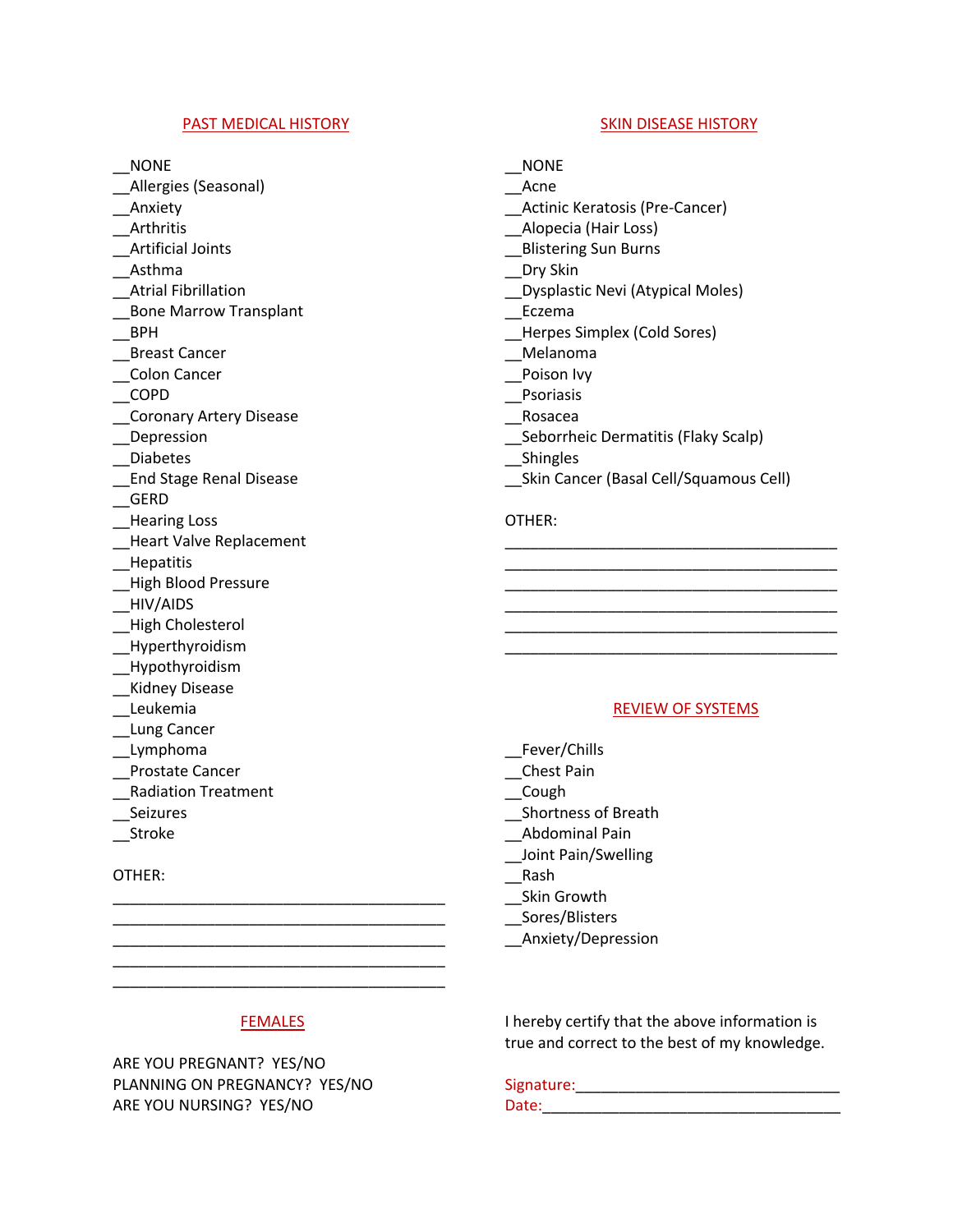## PAST MEDICAL HISTORY

__NONE
__Allergies (Seasonal)
__Anxiety
__Arthritis
__Artificial Joints
__Asthma
__Atrial Fibrillation
__Bone Marrow Transplant
__BPH
__Breast Cancer
__Colon Cancer
__COPD
__Coronary Artery Disease
__Depression
__Diabetes
__End Stage Renal Disease
__GERD
__Hearing Loss
__Heart Valve Replacement
__Hepatitis
__High Blood Pressure
__HIV/AIDS
__High Cholesterol
__Hyperthyroidism
__Hypothyroidism
__Kidney Disease
__Leukemia
__Lung Cancer
__Lymphoma
__Prostate Cancer
__Radiation Treatment
__Seizures
__Stroke

OTHER:
________________________________________
________________________________________
________________________________________
________________________________________
________________________________________

## FEMALES

ARE YOU PREGNANT? YES/NO
PLANNING ON PREGNANCY? YES/NO
ARE YOU NURSING? YES/NO

## SKIN DISEASE HISTORY

__NONE
__Acne
__Actinic Keratosis (Pre-Cancer)
__Alopecia (Hair Loss)
__Blistering Sun Burns
__Dry Skin
__Dysplastic Nevi (Atypical Moles)
__Eczema
__Herpes Simplex (Cold Sores)
__Melanoma
__Poison Ivy
__Psoriasis
__Rosacea
__Seborrheic Dermatitis (Flaky Scalp)
__Shingles
__Skin Cancer (Basal Cell/Squamous Cell)

OTHER:
________________________________________
________________________________________
________________________________________
________________________________________
________________________________________
________________________________________

## REVIEW OF SYSTEMS

__Fever/Chills
__Chest Pain
__Cough
__Shortness of Breath
__Abdominal Pain
__Joint Pain/Swelling
__Rash
__Skin Growth
__Sores/Blisters
__Anxiety/Depression

I hereby certify that the above information is true and correct to the best of my knowledge.

Signature:______________________________
Date:__________________________________